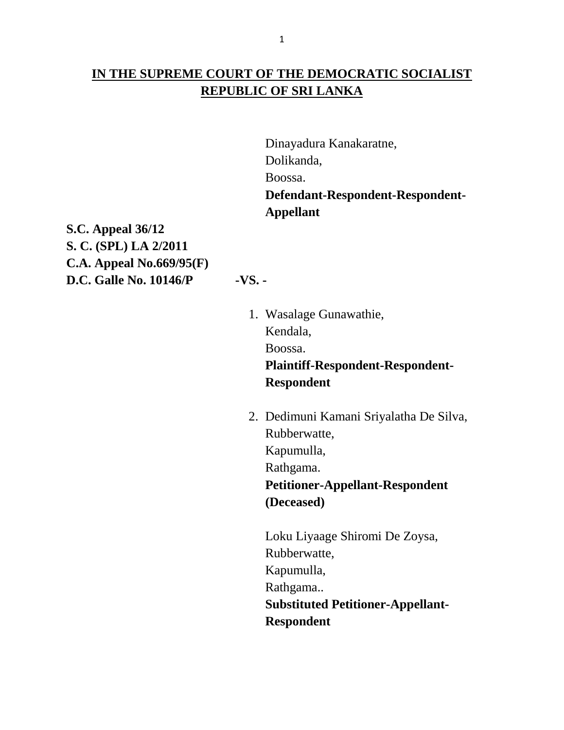**IN THE SUPREME COURT OF THE DEMOCRATIC SOCIALIST REPUBLIC OF SRI LANKA**

Dinayadura Kanakaratne,
Dolikanda,
Boossa.
**Defendant-Respondent-Respondent-Appellant**

**S.C. Appeal 36/12**
**S. C. (SPL) LA 2/2011**
**C.A. Appeal No.669/95(F)**
**D.C. Galle No. 10146/P**

**-VS. -**

1. Wasalage Gunawathie,
   Kendala,
   Boossa.
   **Plaintiff-Respondent-Respondent-Respondent**

2. Dedimuni Kamani Sriyalatha De Silva,
   Rubberwatte,
   Kapumulla,
   Rathgama.
   **Petitioner-Appellant-Respondent (Deceased)**

   Loku Liyaage Shiromi De Zoysa,
   Rubberwatte,
   Kapumulla,
   Rathgama..
   **Substituted Petitioner-Appellant-Respondent**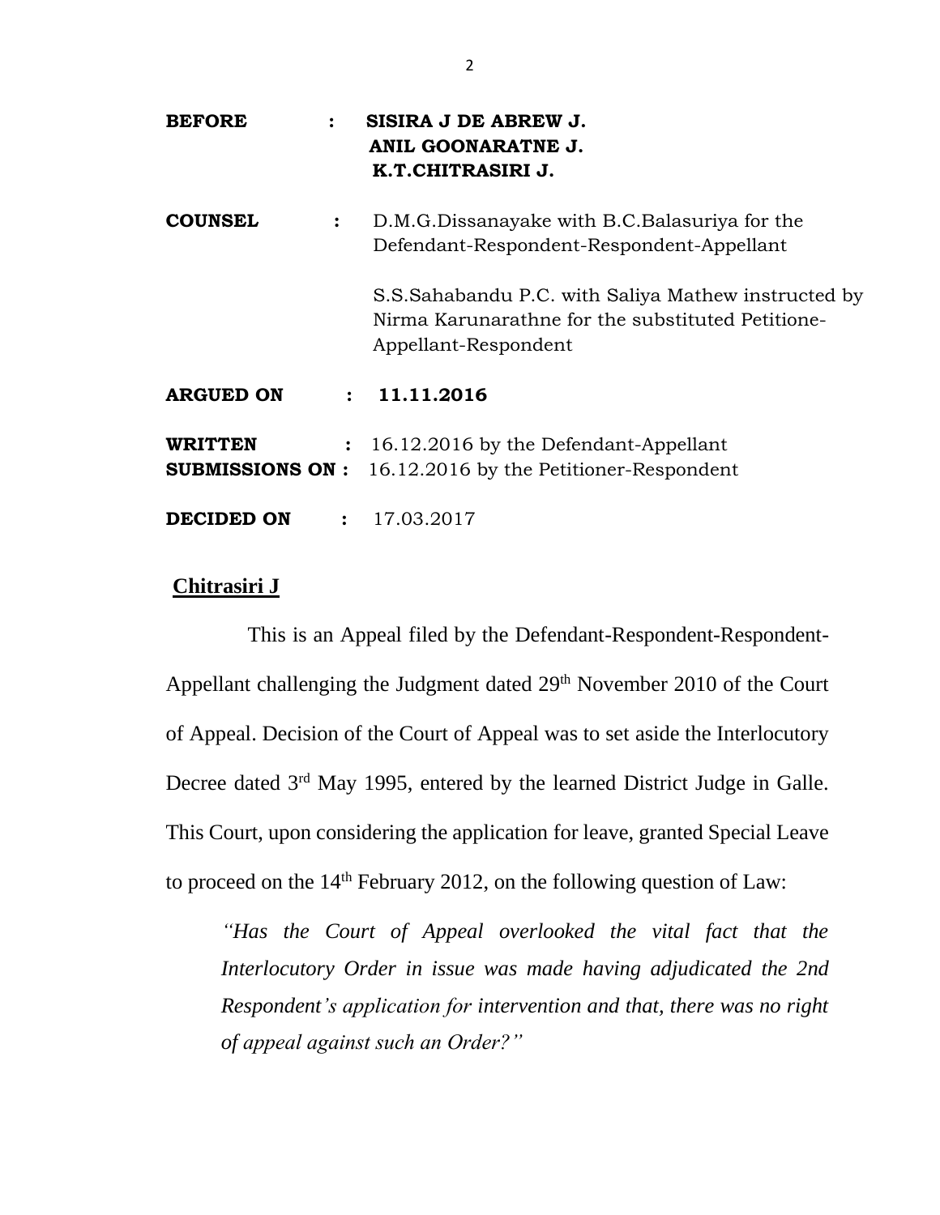**BEFORE** : **SISIRA J DE ABREW J.**
**ANIL GOONARATNE J.**
**K.T.CHITRASIRI J.**

**COUNSEL** : D.M.G.Dissanayake with B.C.Balasuriya for the Defendant-Respondent-Respondent-Appellant

S.S.Sahabandu P.C. with Saliya Mathew instructed by Nirma Karunarathne for the substituted Petitione-Appellant-Respondent

**ARGUED ON** : **11.11.2016**

**WRITTEN SUBMISSIONS ON** : 16.12.2016 by the Defendant-Appellant
16.12.2016 by the Petitioner-Respondent

**DECIDED ON** : 17.03.2017

**Chitrasiri J**

This is an Appeal filed by the Defendant-Respondent-Respondent-Appellant challenging the Judgment dated 29th November 2010 of the Court of Appeal. Decision of the Court of Appeal was to set aside the Interlocutory Decree dated 3rd May 1995, entered by the learned District Judge in Galle. This Court, upon considering the application for leave, granted Special Leave to proceed on the 14th February 2012, on the following question of Law:

> *"Has the Court of Appeal overlooked the vital fact that the Interlocutory Order in issue was made having adjudicated the 2nd Respondent's application for intervention and that, there was no right of appeal against such an Order?"*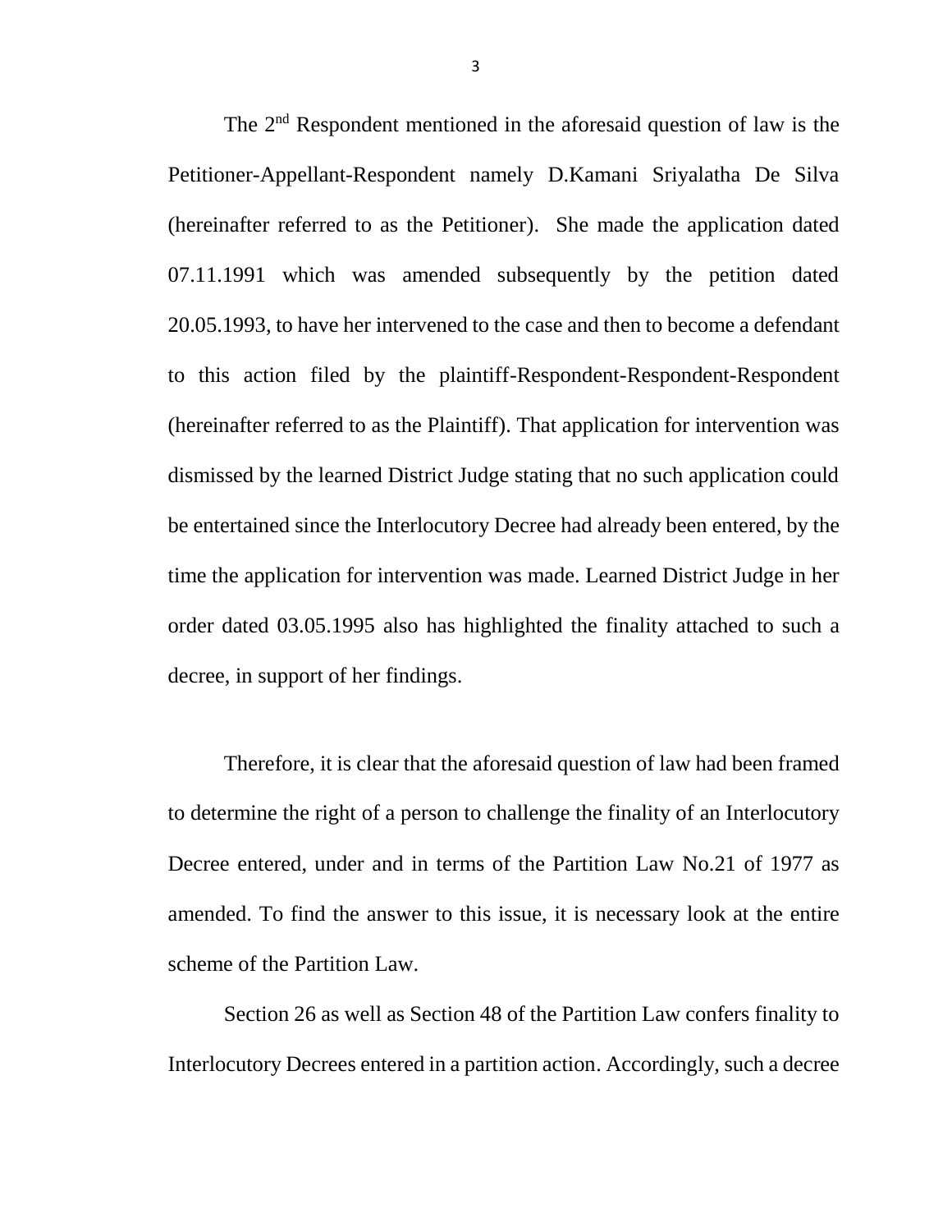The 2nd Respondent mentioned in the aforesaid question of law is the Petitioner-Appellant-Respondent namely D.Kamani Sriyalatha De Silva (hereinafter referred to as the Petitioner). She made the application dated 07.11.1991 which was amended subsequently by the petition dated 20.05.1993, to have her intervened to the case and then to become a defendant to this action filed by the plaintiff-Respondent-Respondent-Respondent (hereinafter referred to as the Plaintiff). That application for intervention was dismissed by the learned District Judge stating that no such application could be entertained since the Interlocutory Decree had already been entered, by the time the application for intervention was made. Learned District Judge in her order dated 03.05.1995 also has highlighted the finality attached to such a decree, in support of her findings.

Therefore, it is clear that the aforesaid question of law had been framed to determine the right of a person to challenge the finality of an Interlocutory Decree entered, under and in terms of the Partition Law No.21 of 1977 as amended. To find the answer to this issue, it is necessary look at the entire scheme of the Partition Law.

Section 26 as well as Section 48 of the Partition Law confers finality to Interlocutory Decrees entered in a partition action. Accordingly, such a decree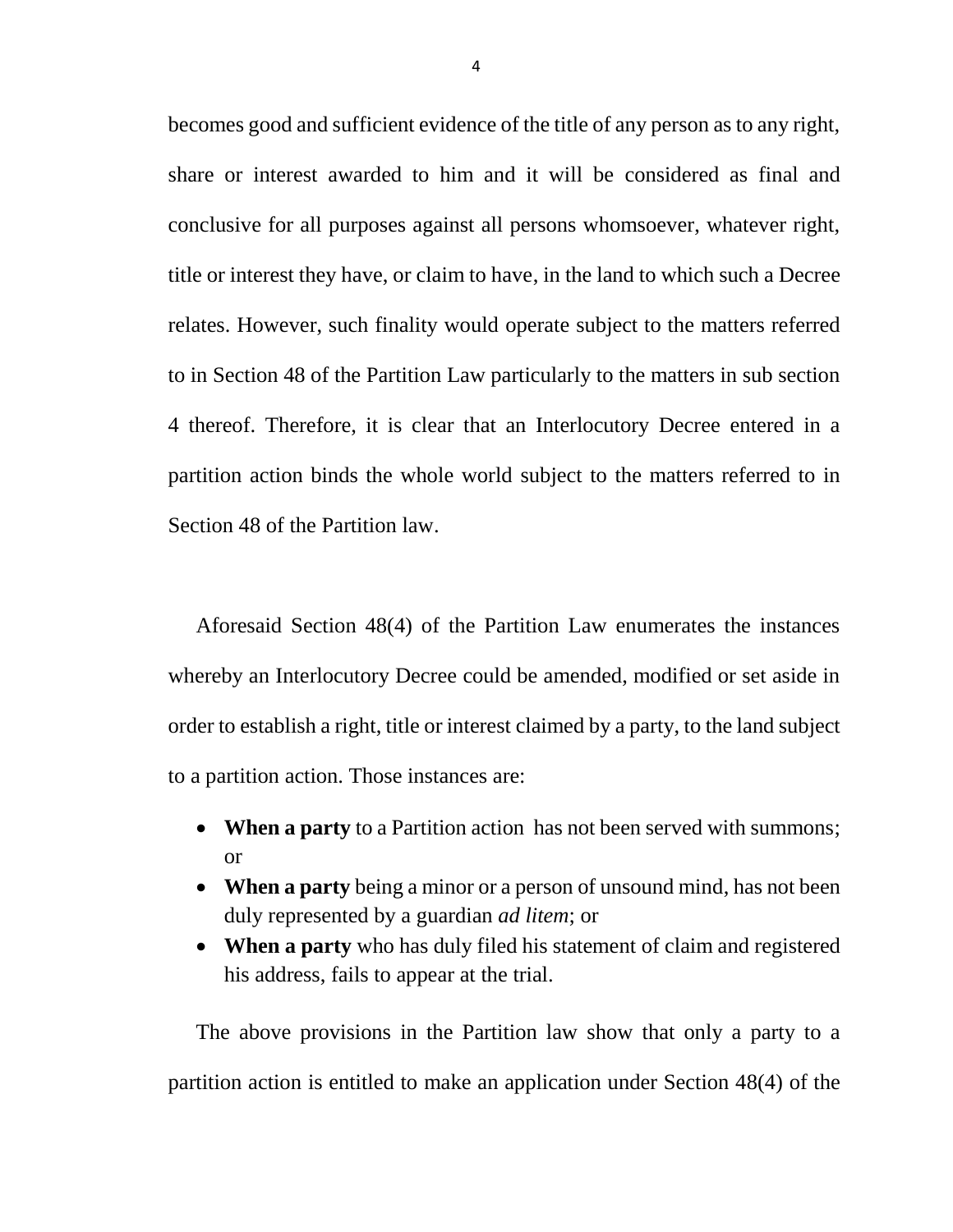becomes good and sufficient evidence of the title of any person as to any right, share or interest awarded to him and it will be considered as final and conclusive for all purposes against all persons whomsoever, whatever right, title or interest they have, or claim to have, in the land to which such a Decree relates. However, such finality would operate subject to the matters referred to in Section 48 of the Partition Law particularly to the matters in sub section 4 thereof. Therefore, it is clear that an Interlocutory Decree entered in a partition action binds the whole world subject to the matters referred to in Section 48 of the Partition law.

Aforesaid Section 48(4) of the Partition Law enumerates the instances whereby an Interlocutory Decree could be amended, modified or set aside in order to establish a right, title or interest claimed by a party, to the land subject to a partition action. Those instances are:

- **When a party** to a Partition action has not been served with summons; or
- **When a party** being a minor or a person of unsound mind, has not been duly represented by a guardian *ad litem*; or
- **When a party** who has duly filed his statement of claim and registered his address, fails to appear at the trial.

The above provisions in the Partition law show that only a party to a partition action is entitled to make an application under Section 48(4) of the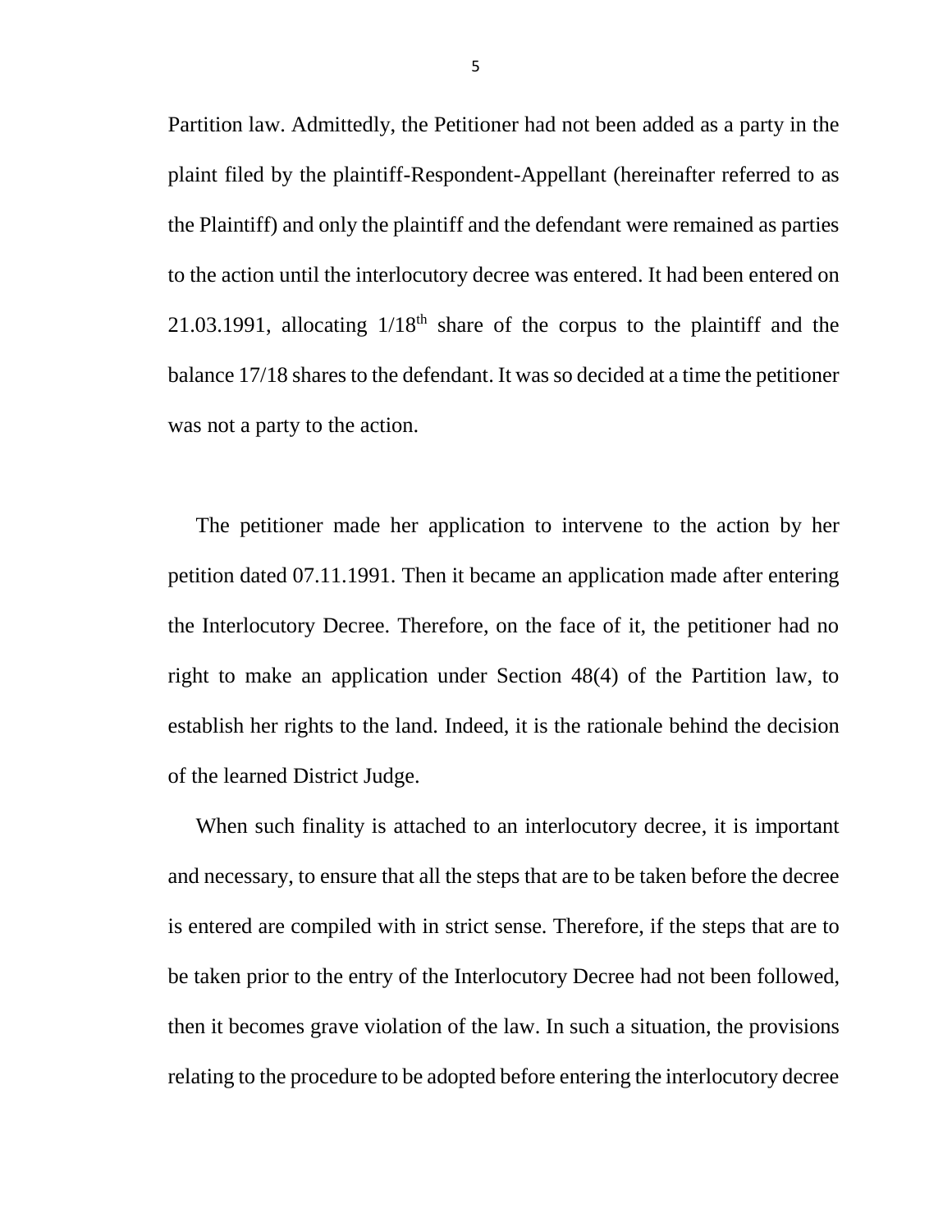Partition law. Admittedly, the Petitioner had not been added as a party in the plaint filed by the plaintiff-Respondent-Appellant (hereinafter referred to as the Plaintiff) and only the plaintiff and the defendant were remained as parties to the action until the interlocutory decree was entered. It had been entered on 21.03.1991, allocating 1/18th share of the corpus to the plaintiff and the balance 17/18 shares to the defendant. It was so decided at a time the petitioner was not a party to the action.

The petitioner made her application to intervene to the action by her petition dated 07.11.1991. Then it became an application made after entering the Interlocutory Decree. Therefore, on the face of it, the petitioner had no right to make an application under Section 48(4) of the Partition law, to establish her rights to the land. Indeed, it is the rationale behind the decision of the learned District Judge.

When such finality is attached to an interlocutory decree, it is important and necessary, to ensure that all the steps that are to be taken before the decree is entered are compiled with in strict sense. Therefore, if the steps that are to be taken prior to the entry of the Interlocutory Decree had not been followed, then it becomes grave violation of the law. In such a situation, the provisions relating to the procedure to be adopted before entering the interlocutory decree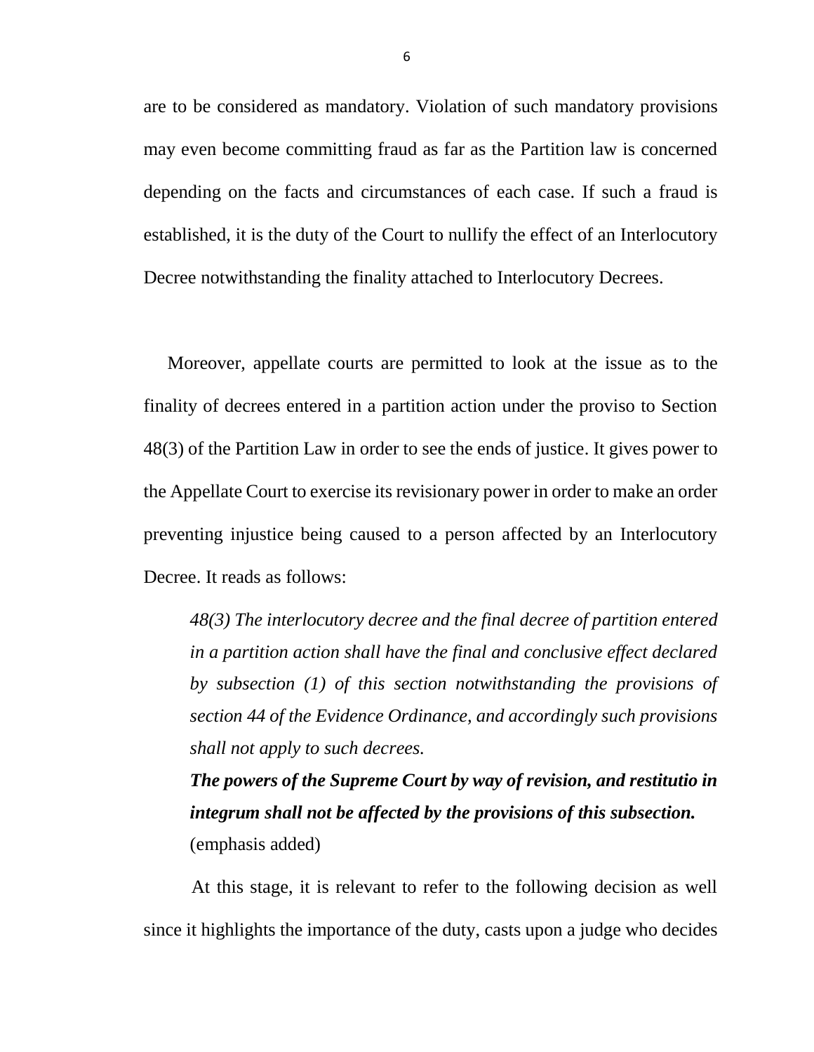are to be considered as mandatory. Violation of such mandatory provisions may even become committing fraud as far as the Partition law is concerned depending on the facts and circumstances of each case. If such a fraud is established, it is the duty of the Court to nullify the effect of an Interlocutory Decree notwithstanding the finality attached to Interlocutory Decrees.

Moreover, appellate courts are permitted to look at the issue as to the finality of decrees entered in a partition action under the proviso to Section 48(3) of the Partition Law in order to see the ends of justice. It gives power to the Appellate Court to exercise its revisionary power in order to make an order preventing injustice being caused to a person affected by an Interlocutory Decree. It reads as follows:

> *48(3) The interlocutory decree and the final decree of partition entered in a partition action shall have the final and conclusive effect declared by subsection (1) of this section notwithstanding the provisions of section 44 of the Evidence Ordinance, and accordingly such provisions shall not apply to such decrees.*
>
> ***The powers of the Supreme Court by way of revision, and restitutio in integrum shall not be affected by the provisions of this subsection.*** (emphasis added)

At this stage, it is relevant to refer to the following decision as well since it highlights the importance of the duty, casts upon a judge who decides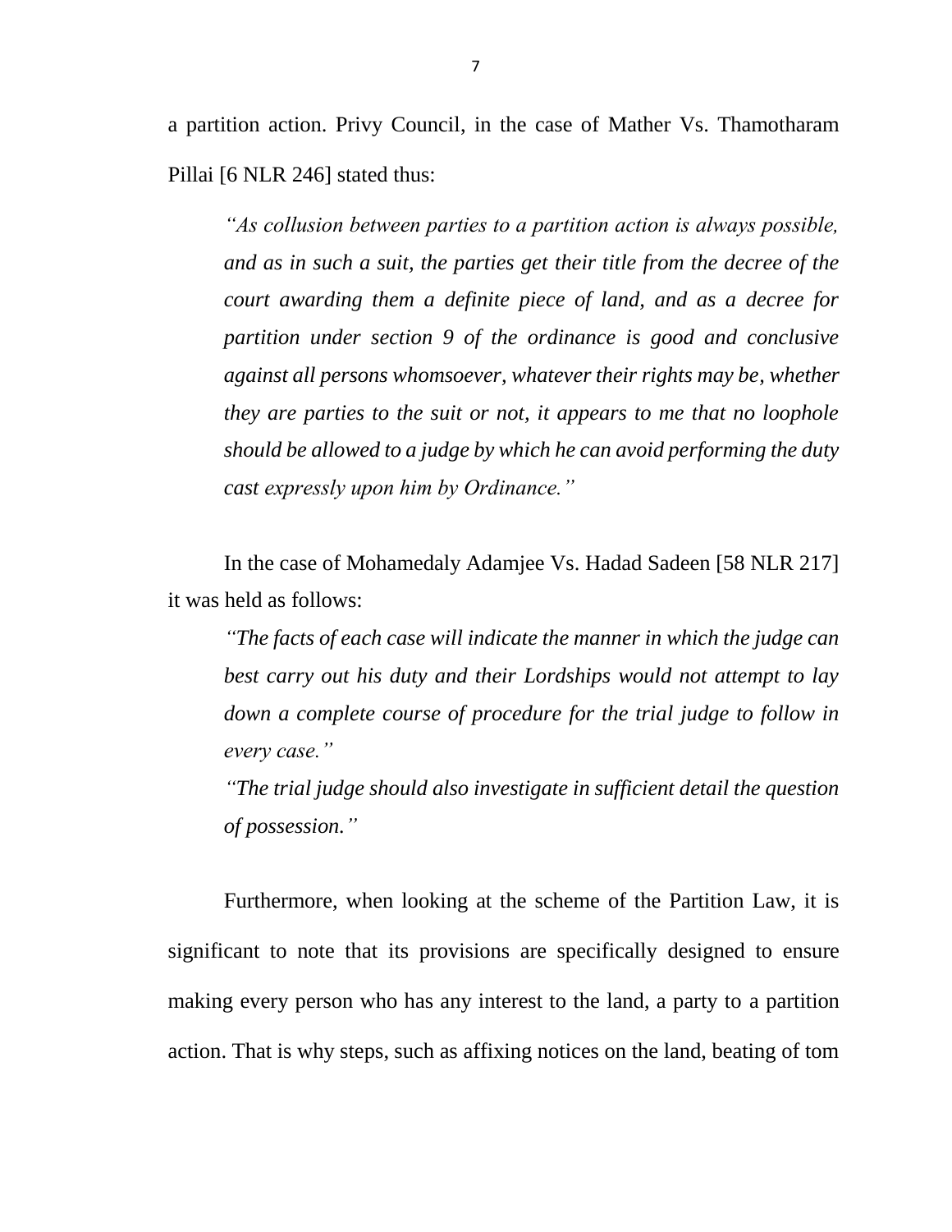a partition action. Privy Council, in the case of Mather Vs. Thamotharam Pillai [6 NLR 246] stated thus:

> *"As collusion between parties to a partition action is always possible, and as in such a suit, the parties get their title from the decree of the court awarding them a definite piece of land, and as a decree for partition under section 9 of the ordinance is good and conclusive against all persons whomsoever, whatever their rights may be, whether they are parties to the suit or not, it appears to me that no loophole should be allowed to a judge by which he can avoid performing the duty cast expressly upon him by Ordinance."*

In the case of Mohamedaly Adamjee Vs. Hadad Sadeen [58 NLR 217] it was held as follows:

> *"The facts of each case will indicate the manner in which the judge can best carry out his duty and their Lordships would not attempt to lay down a complete course of procedure for the trial judge to follow in every case."*
>
> *"The trial judge should also investigate in sufficient detail the question of possession."*

Furthermore, when looking at the scheme of the Partition Law, it is significant to note that its provisions are specifically designed to ensure making every person who has any interest to the land, a party to a partition action. That is why steps, such as affixing notices on the land, beating of tom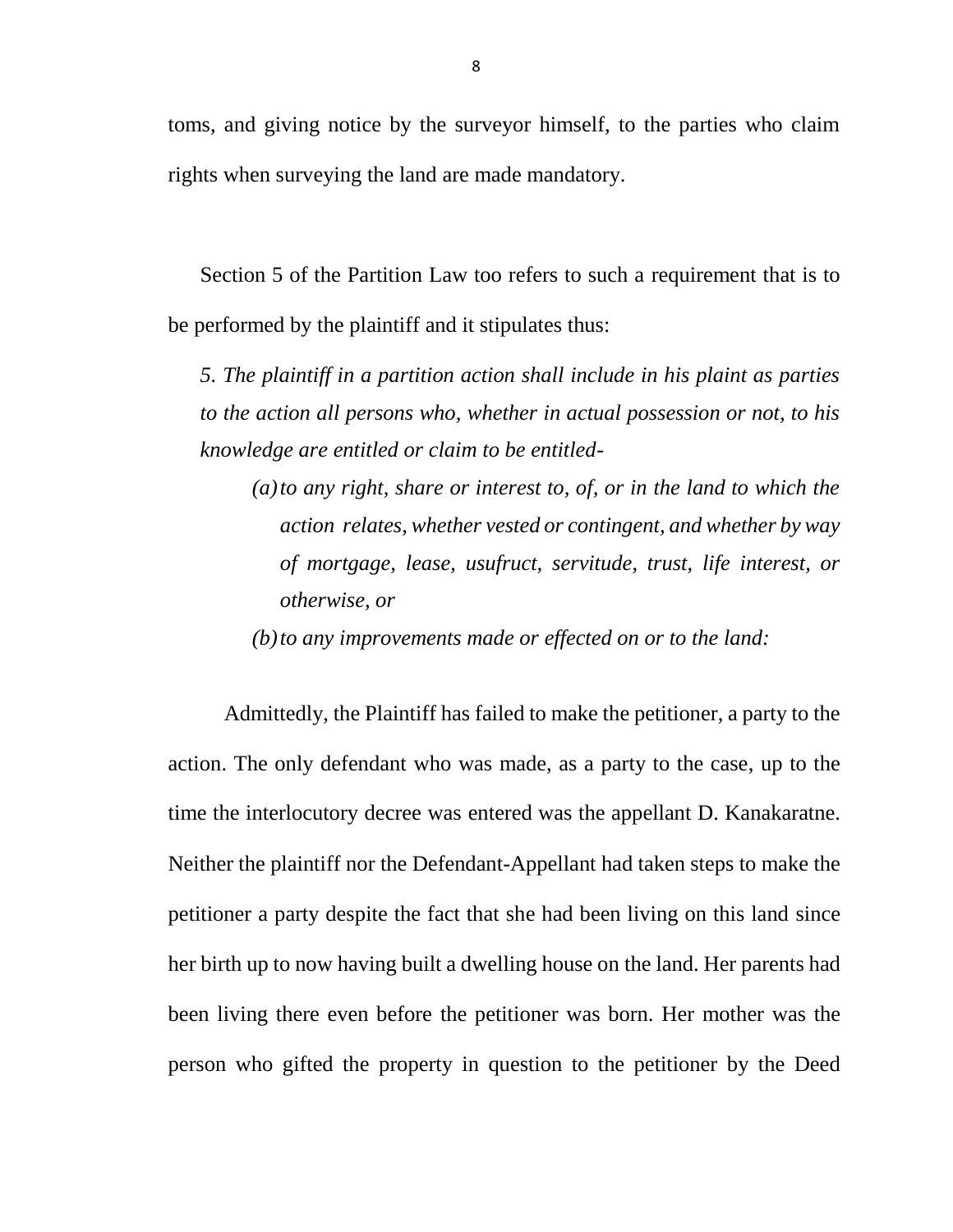toms, and giving notice by the surveyor himself, to the parties who claim rights when surveying the land are made mandatory.

Section 5 of the Partition Law too refers to such a requirement that is to be performed by the plaintiff and it stipulates thus:

> *5. The plaintiff in a partition action shall include in his plaint as parties to the action all persons who, whether in actual possession or not, to his knowledge are entitled or claim to be entitled-*
>
> *(a) to any right, share or interest to, of, or in the land to which the action relates, whether vested or contingent, and whether by way of mortgage, lease, usufruct, servitude, trust, life interest, or otherwise, or*
>
> *(b) to any improvements made or effected on or to the land:*

Admittedly, the Plaintiff has failed to make the petitioner, a party to the action. The only defendant who was made, as a party to the case, up to the time the interlocutory decree was entered was the appellant D. Kanakaratne. Neither the plaintiff nor the Defendant-Appellant had taken steps to make the petitioner a party despite the fact that she had been living on this land since her birth up to now having built a dwelling house on the land. Her parents had been living there even before the petitioner was born. Her mother was the person who gifted the property in question to the petitioner by the Deed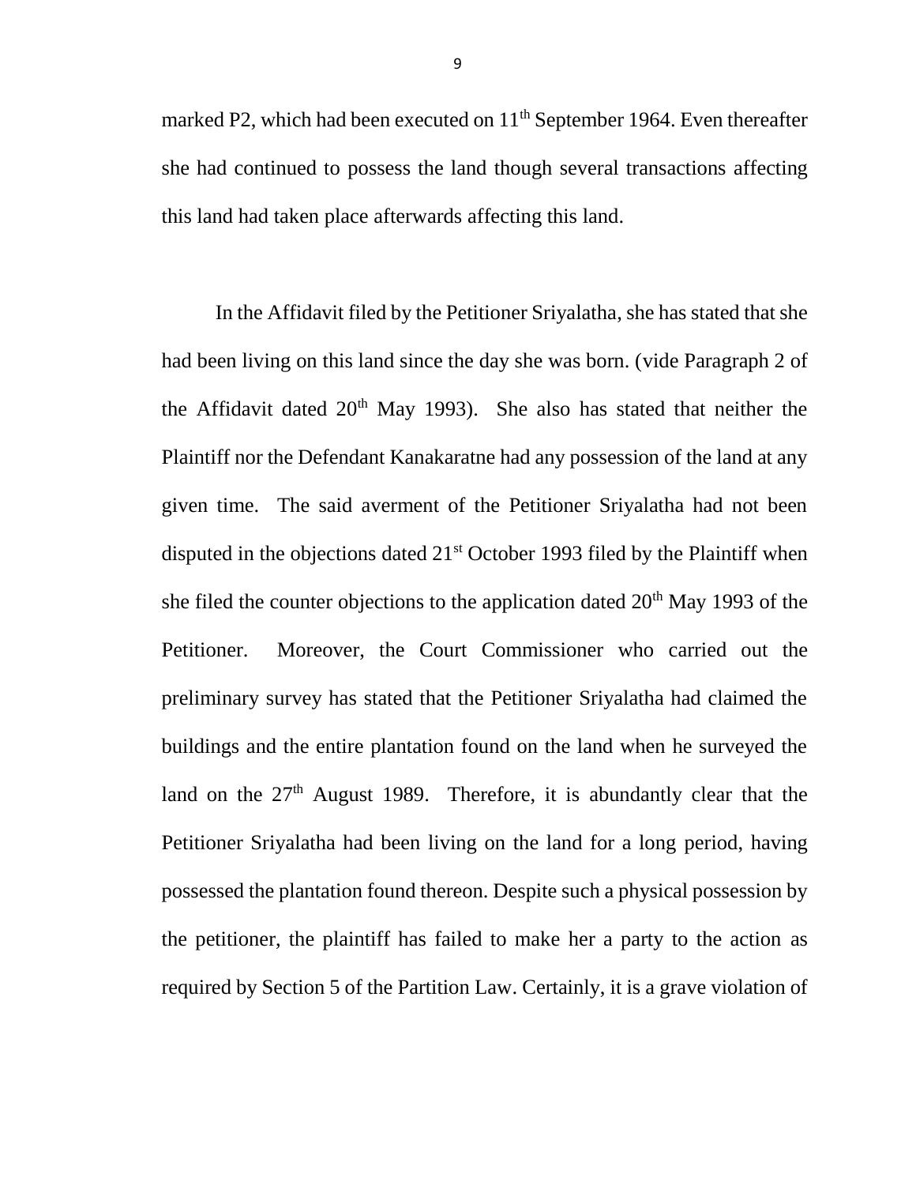marked P2, which had been executed on 11th September 1964. Even thereafter she had continued to possess the land though several transactions affecting this land had taken place afterwards affecting this land.

In the Affidavit filed by the Petitioner Sriyalatha, she has stated that she had been living on this land since the day she was born. (vide Paragraph 2 of the Affidavit dated 20th May 1993). She also has stated that neither the Plaintiff nor the Defendant Kanakaratne had any possession of the land at any given time. The said averment of the Petitioner Sriyalatha had not been disputed in the objections dated 21st October 1993 filed by the Plaintiff when she filed the counter objections to the application dated 20th May 1993 of the Petitioner. Moreover, the Court Commissioner who carried out the preliminary survey has stated that the Petitioner Sriyalatha had claimed the buildings and the entire plantation found on the land when he surveyed the land on the 27th August 1989. Therefore, it is abundantly clear that the Petitioner Sriyalatha had been living on the land for a long period, having possessed the plantation found thereon. Despite such a physical possession by the petitioner, the plaintiff has failed to make her a party to the action as required by Section 5 of the Partition Law. Certainly, it is a grave violation of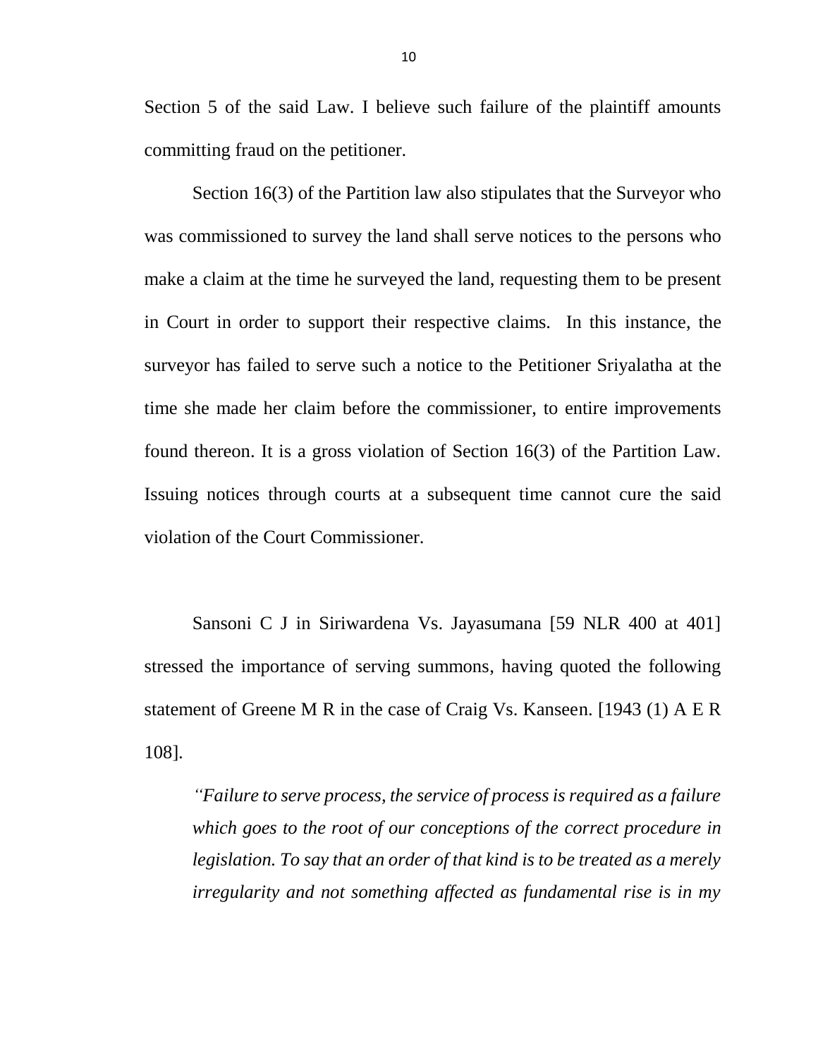Section 5 of the said Law. I believe such failure of the plaintiff amounts committing fraud on the petitioner.

Section 16(3) of the Partition law also stipulates that the Surveyor who was commissioned to survey the land shall serve notices to the persons who make a claim at the time he surveyed the land, requesting them to be present in Court in order to support their respective claims. In this instance, the surveyor has failed to serve such a notice to the Petitioner Sriyalatha at the time she made her claim before the commissioner, to entire improvements found thereon. It is a gross violation of Section 16(3) of the Partition Law. Issuing notices through courts at a subsequent time cannot cure the said violation of the Court Commissioner.

Sansoni C J in Siriwardena Vs. Jayasumana [59 NLR 400 at 401] stressed the importance of serving summons, having quoted the following statement of Greene M R in the case of Craig Vs. Kanseen. [1943 (1) A E R 108].

> *"Failure to serve process, the service of process is required as a failure which goes to the root of our conceptions of the correct procedure in legislation. To say that an order of that kind is to be treated as a merely irregularity and not something affected as fundamental rise is in my*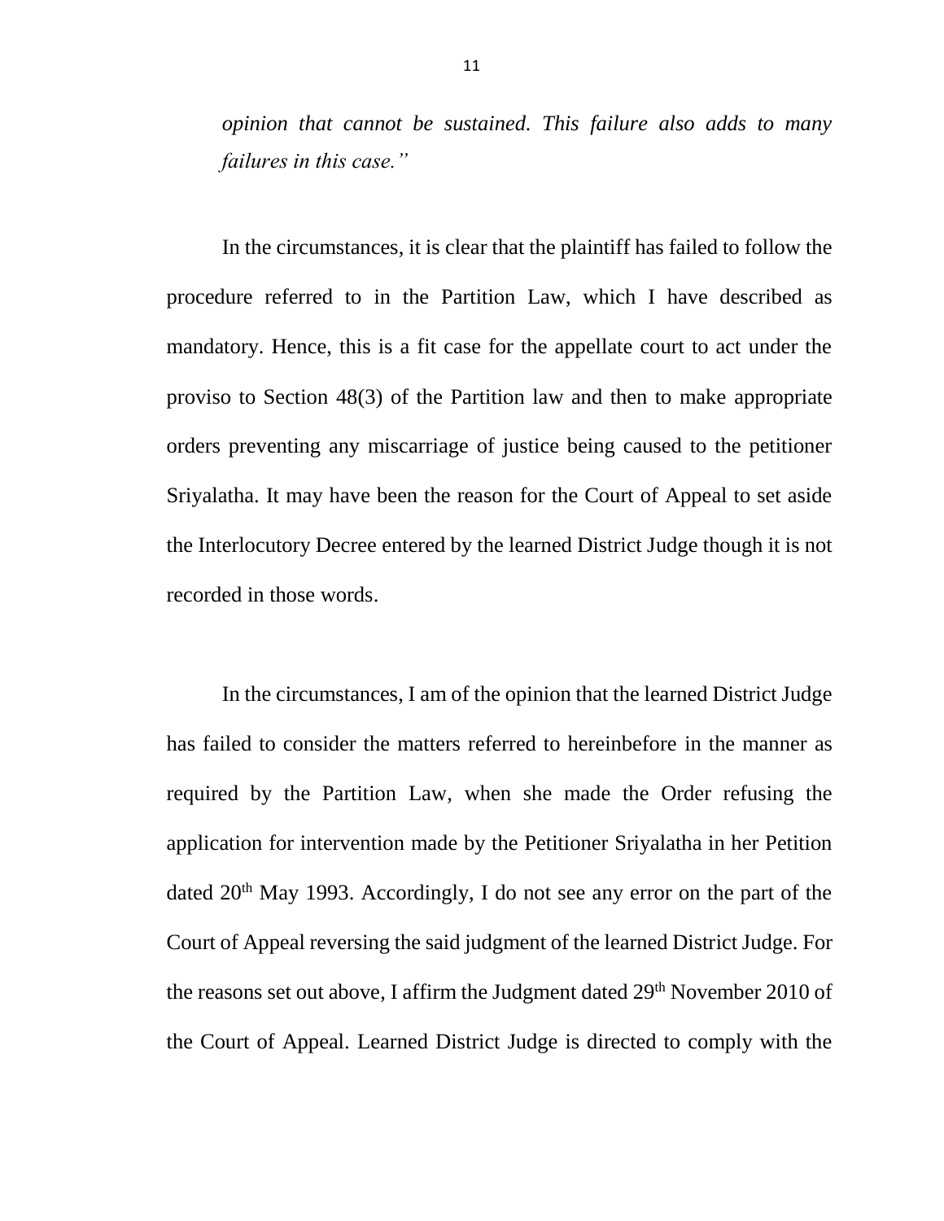*opinion that cannot be sustained. This failure also adds to many failures in this case."*

In the circumstances, it is clear that the plaintiff has failed to follow the procedure referred to in the Partition Law, which I have described as mandatory. Hence, this is a fit case for the appellate court to act under the proviso to Section 48(3) of the Partition law and then to make appropriate orders preventing any miscarriage of justice being caused to the petitioner Sriyalatha. It may have been the reason for the Court of Appeal to set aside the Interlocutory Decree entered by the learned District Judge though it is not recorded in those words.

In the circumstances, I am of the opinion that the learned District Judge has failed to consider the matters referred to hereinbefore in the manner as required by the Partition Law, when she made the Order refusing the application for intervention made by the Petitioner Sriyalatha in her Petition dated 20th May 1993. Accordingly, I do not see any error on the part of the Court of Appeal reversing the said judgment of the learned District Judge. For the reasons set out above, I affirm the Judgment dated 29th November 2010 of the Court of Appeal. Learned District Judge is directed to comply with the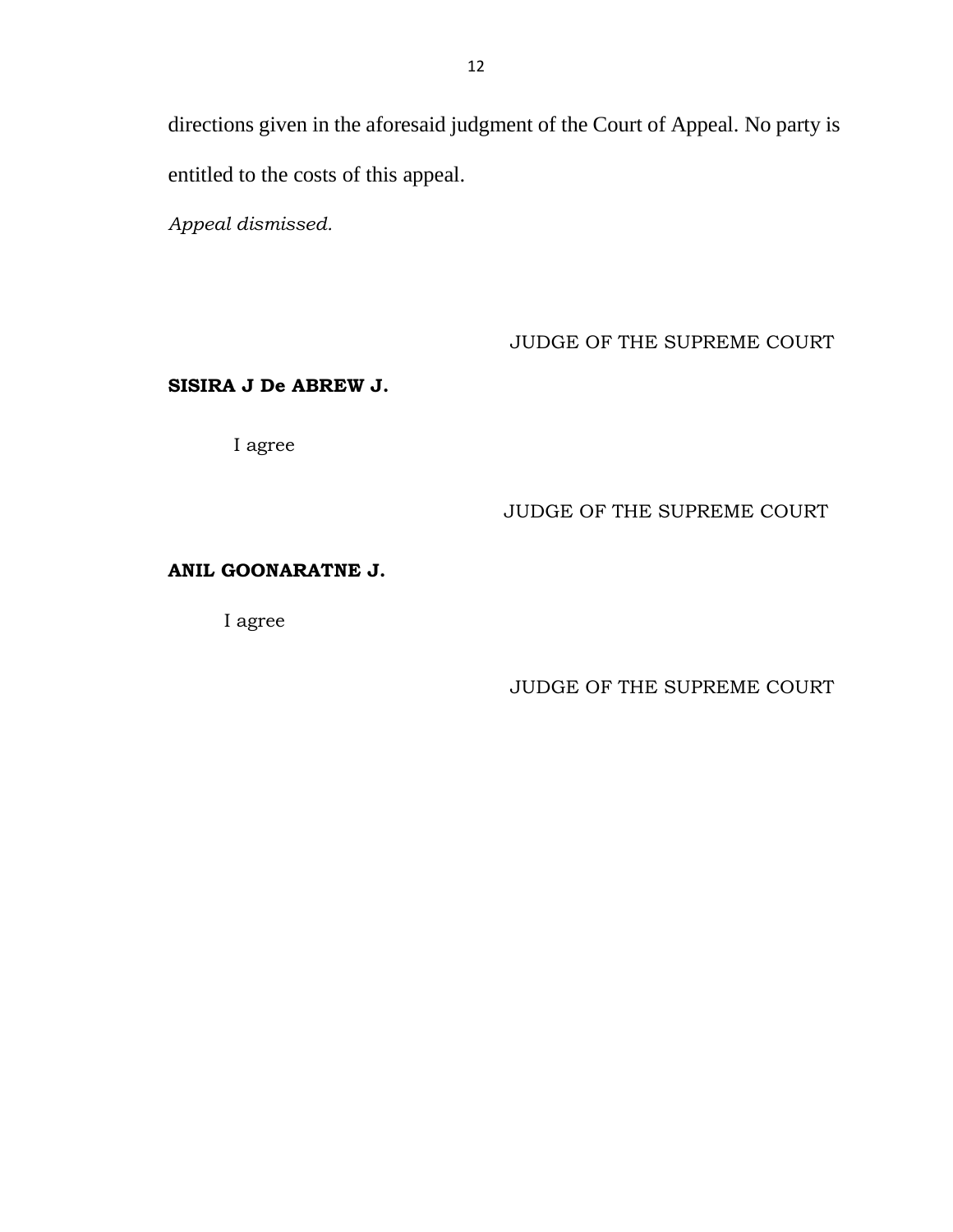directions given in the aforesaid judgment of the Court of Appeal. No party is entitled to the costs of this appeal.

*Appeal dismissed.*

JUDGE OF THE SUPREME COURT

**SISIRA J De ABREW J.**

I agree

JUDGE OF THE SUPREME COURT

**ANIL GOONARATNE J.**

I agree

JUDGE OF THE SUPREME COURT